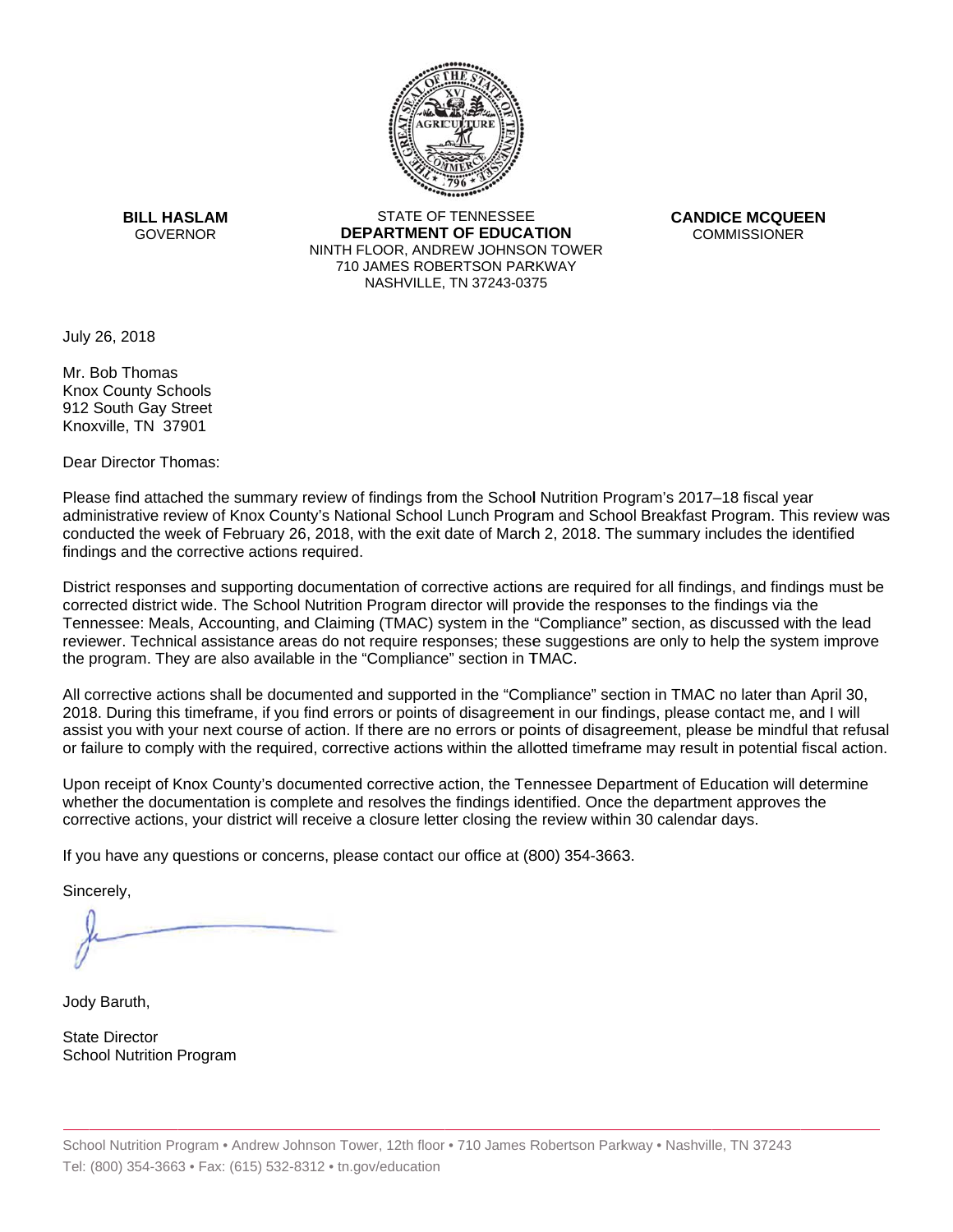**BILL HASLAM**
GOVERNOR

STATE OF TENNESSEE
**DEPARTMENT OF EDUCATION**
NINTH FLOOR, ANDREW JOHNSON TOWER
710 JAMES ROBERTSON PARKWAY
NASHVILLE, TN 37243-0375

**CANDICE MCQUEEN**
COMMISSIONER

July 26, 2018

Mr. Bob Thomas
Knox County Schools
912 South Gay Street
Knoxville, TN 37901

Dear Director Thomas:

Please find attached the summary review of findings from the School Nutrition Program's 2017–18 fiscal year administrative review of Knox County's National School Lunch Program and School Breakfast Program. This review was conducted the week of February 26, 2018, with the exit date of March 2, 2018. The summary includes the identified findings and the corrective actions required.

District responses and supporting documentation of corrective actions are required for all findings, and findings must be corrected district wide. The School Nutrition Program director will provide the responses to the findings via the Tennessee: Meals, Accounting, and Claiming (TMAC) system in the "Compliance" section, as discussed with the lead reviewer. Technical assistance areas do not require responses; these suggestions are only to help the system improve the program. They are also available in the "Compliance" section in TMAC.

All corrective actions shall be documented and supported in the "Compliance" section in TMAC no later than April 30, 2018. During this timeframe, if you find errors or points of disagreement in our findings, please contact me, and I will assist you with your next course of action. If there are no errors or points of disagreement, please be mindful that refusal or failure to comply with the required, corrective actions within the allotted timeframe may result in potential fiscal action.

Upon receipt of Knox County's documented corrective action, the Tennessee Department of Education will determine whether the documentation is complete and resolves the findings identified. Once the department approves the corrective actions, your district will receive a closure letter closing the review within 30 calendar days.

If you have any questions or concerns, please contact our office at (800) 354-3663.

Sincerely,

Jody Baruth,

State Director
School Nutrition Program

School Nutrition Program • Andrew Johnson Tower, 12th floor • 710 James Robertson Parkway • Nashville, TN 37243
Tel: (800) 354-3663 • Fax: (615) 532-8312 • tn.gov/education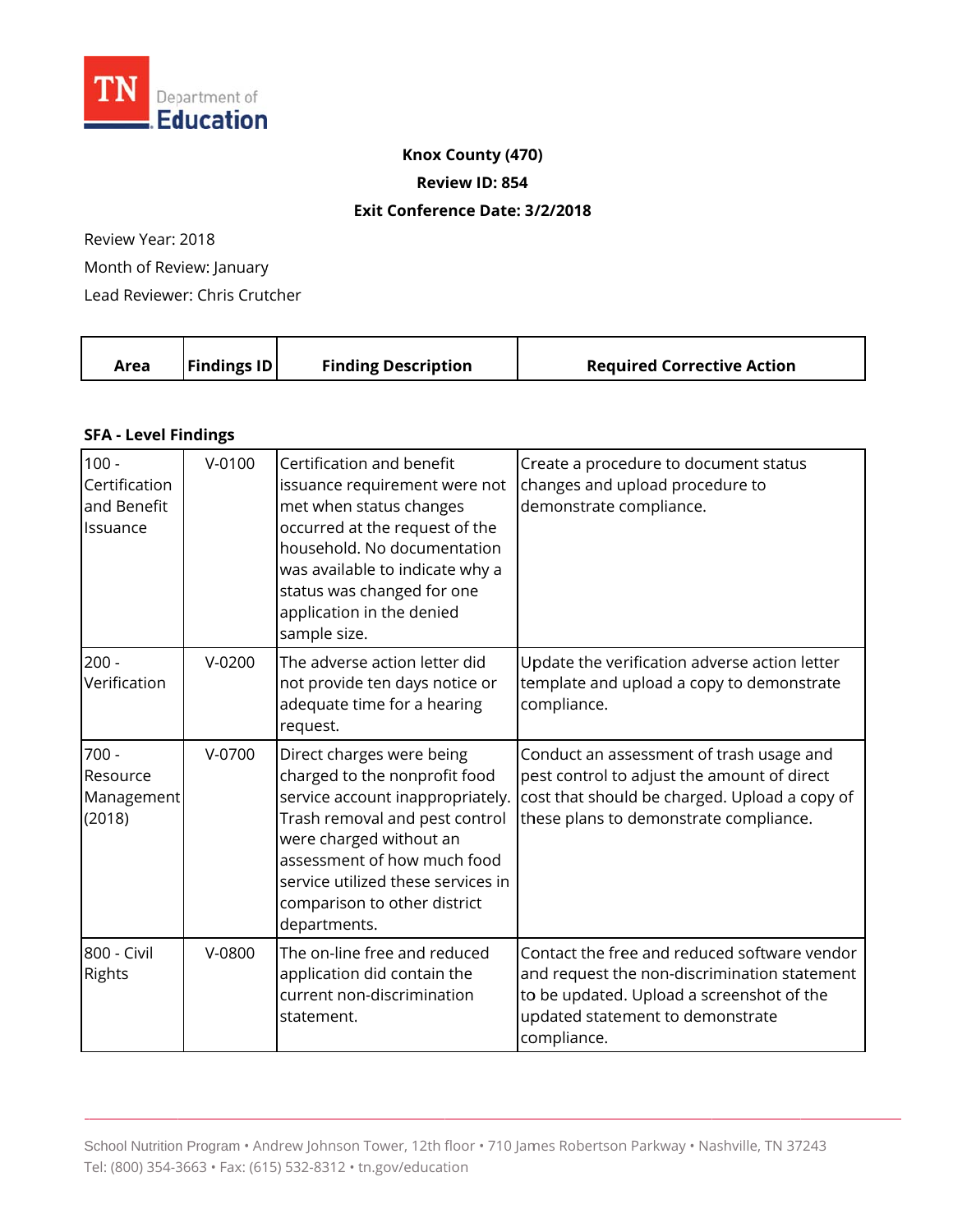TN Department of Education

**Knox County (470)**

**Review ID: 854**

**Exit Conference Date: 3/2/2018**

Review Year: 2018

Month of Review: January

Lead Reviewer: Chris Crutcher

| Area | Findings ID | Finding Description | Required Corrective Action |
|---|---|---|---|
| **SFA - Level Findings** | | | |
| 100 - Certification and Benefit Issuance | V-0100 | Certification and benefit issuance requirement were not met when status changes occurred at the request of the household. No documentation was available to indicate why a status was changed for one application in the denied sample size. | Create a procedure to document status changes and upload procedure to demonstrate compliance. |
| 200 - Verification | V-0200 | The adverse action letter did not provide ten days notice or adequate time for a hearing request. | Update the verification adverse action letter template and upload a copy to demonstrate compliance. |
| 700 - Resource Management (2018) | V-0700 | Direct charges were being charged to the nonprofit food service account inappropriately. Trash removal and pest control were charged without an assessment of how much food service utilized these services in comparison to other district departments. | Conduct an assessment of trash usage and pest control to adjust the amount of direct cost that should be charged. Upload a copy of these plans to demonstrate compliance. |
| 800 - Civil Rights | V-0800 | The on-line free and reduced application did contain the current non-discrimination statement. | Contact the free and reduced software vendor and request the non-discrimination statement to be updated. Upload a screenshot of the updated statement to demonstrate compliance. |

School Nutrition Program • Andrew Johnson Tower, 12th floor • 710 James Robertson Parkway • Nashville, TN 37243
Tel: (800) 354-3663 • Fax: (615) 532-8312 • tn.gov/education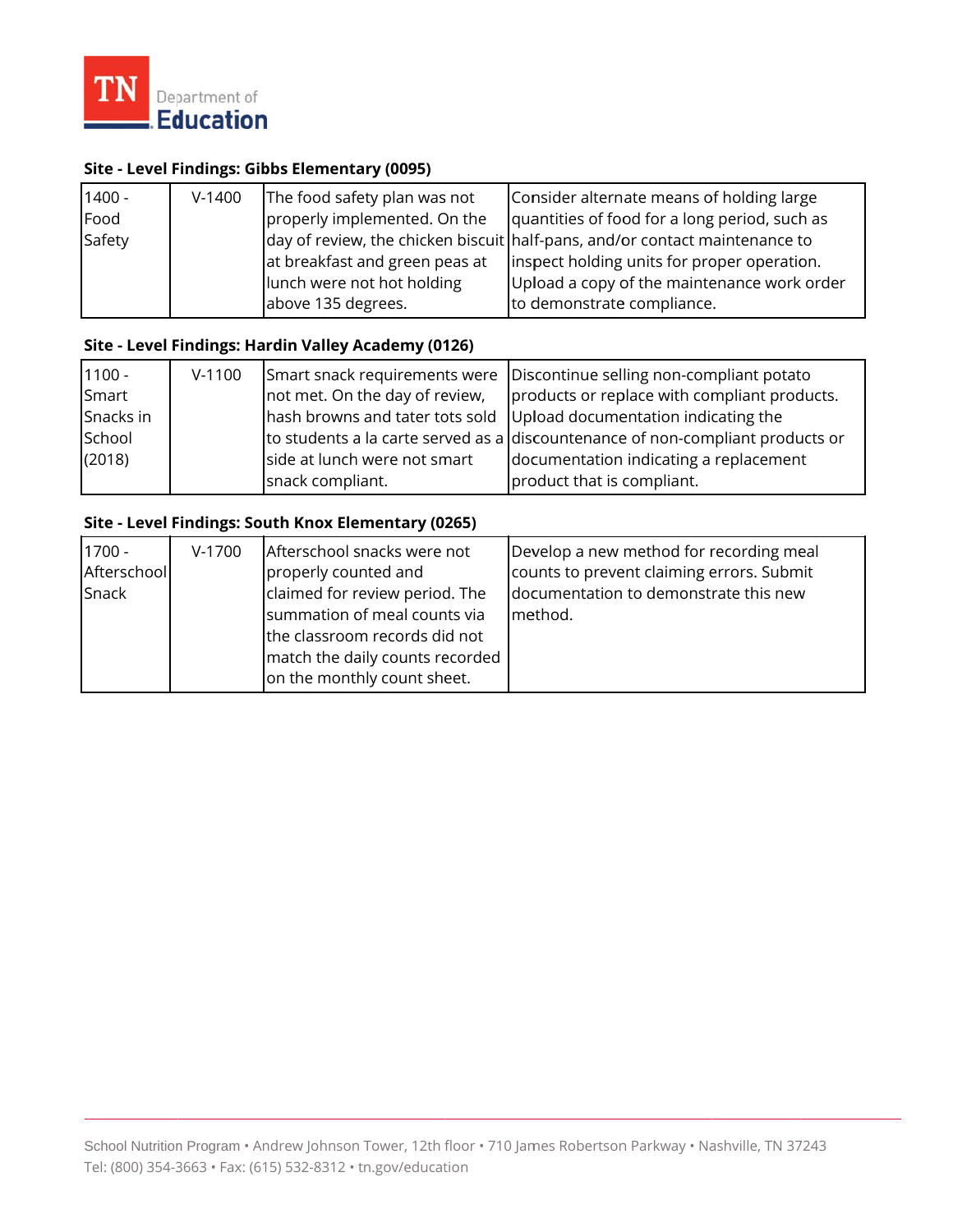**Site - Level Findings: Gibbs Elementary (0095)**

| | | | |
|---|---|---|---|
| 1400 - Food Safety | V-1400 | The food safety plan was not properly implemented. On the day of review, the chicken biscuit at breakfast and green peas at lunch were not hot holding above 135 degrees. | Consider alternate means of holding large quantities of food for a long period, such as half-pans, and/or contact maintenance to inspect holding units for proper operation. Upload a copy of the maintenance work order to demonstrate compliance. |

**Site - Level Findings: Hardin Valley Academy (0126)**

| | | | |
|---|---|---|---|
| 1100 - Smart Snacks in School (2018) | V-1100 | Smart snack requirements were not met. On the day of review, hash browns and tater tots sold to students a la carte served as a side at lunch were not smart snack compliant. | Discontinue selling non-compliant potato products or replace with compliant products. Upload documentation indicating the discountenance of non-compliant products or documentation indicating a replacement product that is compliant. |

**Site - Level Findings: South Knox Elementary (0265)**

| | | | |
|---|---|---|---|
| 1700 - Afterschool Snack | V-1700 | Afterschool snacks were not properly counted and claimed for review period. The summation of meal counts via the classroom records did not match the daily counts recorded on the monthly count sheet. | Develop a new method for recording meal counts to prevent claiming errors. Submit documentation to demonstrate this new method. |